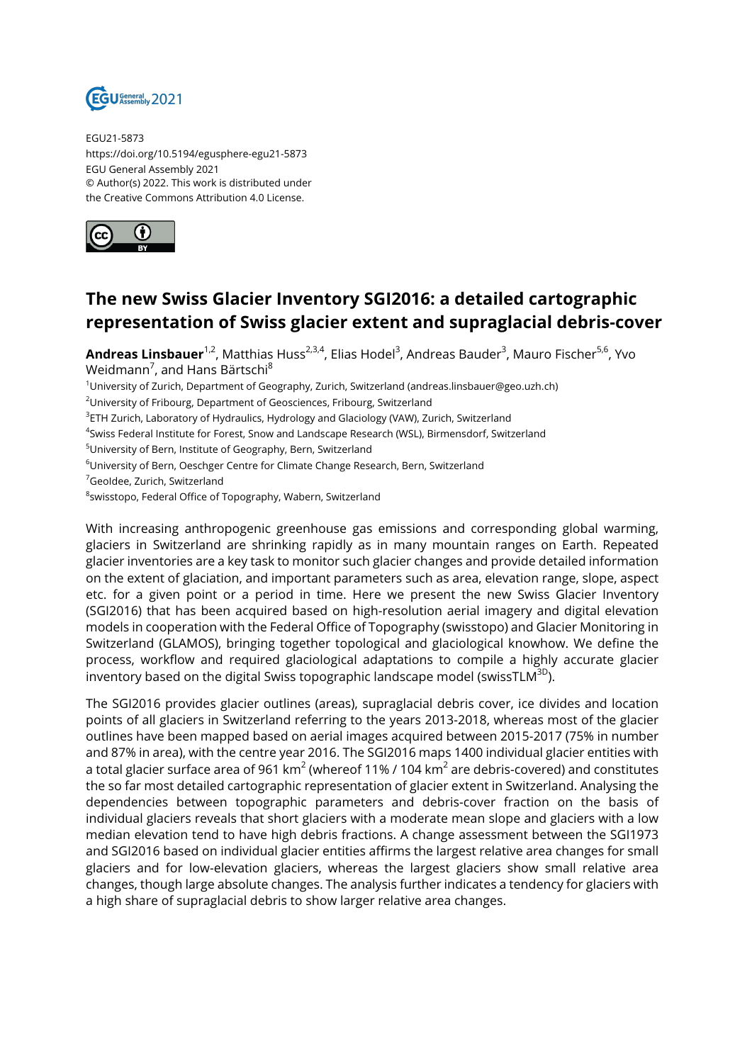EGU21-5873
https://doi.org/10.5194/egusphere-egu21-5873
EGU General Assembly 2021
© Author(s) 2022. This work is distributed under
the Creative Commons Attribution 4.0 License.

# The new Swiss Glacier Inventory SGI2016: a detailed cartographic representation of Swiss glacier extent and supraglacial debris-cover

**Andreas Linsbauer**[1,2], Matthias Huss[2,3,4], Elias Hodel[3], Andreas Bauder[3], Mauro Fischer[5,6], Yvo Weidmann[7], and Hans Bärtschi[8]

[1]University of Zurich, Department of Geography, Zurich, Switzerland (andreas.linsbauer@geo.uzh.ch)
[2]University of Fribourg, Department of Geosciences, Fribourg, Switzerland
[3]ETH Zurich, Laboratory of Hydraulics, Hydrology and Glaciology (VAW), Zurich, Switzerland
[4]Swiss Federal Institute for Forest, Snow and Landscape Research (WSL), Birmensdorf, Switzerland
[5]University of Bern, Institute of Geography, Bern, Switzerland
[6]University of Bern, Oeschger Centre for Climate Change Research, Bern, Switzerland
[7]Geoldee, Zurich, Switzerland
[8]swisstopo, Federal Office of Topography, Wabern, Switzerland

With increasing anthropogenic greenhouse gas emissions and corresponding global warming, glaciers in Switzerland are shrinking rapidly as in many mountain ranges on Earth. Repeated glacier inventories are a key task to monitor such glacier changes and provide detailed information on the extent of glaciation, and important parameters such as area, elevation range, slope, aspect etc. for a given point or a period in time. Here we present the new Swiss Glacier Inventory (SGI2016) that has been acquired based on high-resolution aerial imagery and digital elevation models in cooperation with the Federal Office of Topography (swisstopo) and Glacier Monitoring in Switzerland (GLAMOS), bringing together topological and glaciological knowhow. We define the process, workflow and required glaciological adaptations to compile a highly accurate glacier inventory based on the digital Swiss topographic landscape model (swissTLM$^{3D}$).

The SGI2016 provides glacier outlines (areas), supraglacial debris cover, ice divides and location points of all glaciers in Switzerland referring to the years 2013-2018, whereas most of the glacier outlines have been mapped based on aerial images acquired between 2015-2017 (75% in number and 87% in area), with the centre year 2016. The SGI2016 maps 1400 individual glacier entities with a total glacier surface area of 961 km$^2$ (whereof 11% / 104 km$^2$ are debris-covered) and constitutes the so far most detailed cartographic representation of glacier extent in Switzerland. Analysing the dependencies between topographic parameters and debris-cover fraction on the basis of individual glaciers reveals that short glaciers with a moderate mean slope and glaciers with a low median elevation tend to have high debris fractions. A change assessment between the SGI1973 and SGI2016 based on individual glacier entities affirms the largest relative area changes for small glaciers and for low-elevation glaciers, whereas the largest glaciers show small relative area changes, though large absolute changes. The analysis further indicates a tendency for glaciers with a high share of supraglacial debris to show larger relative area changes.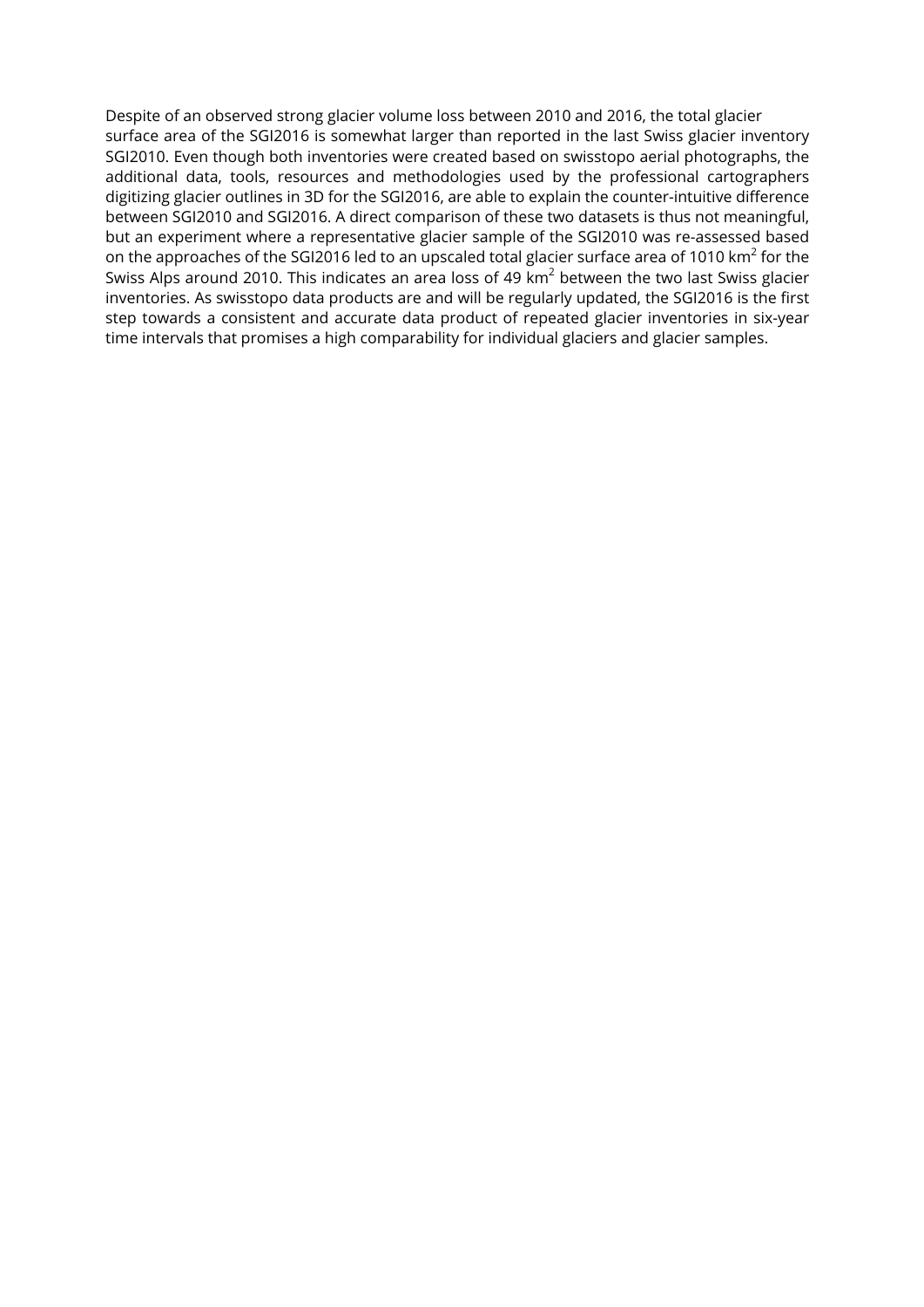Despite of an observed strong glacier volume loss between 2010 and 2016, the total glacier surface area of the SGI2016 is somewhat larger than reported in the last Swiss glacier inventory SGI2010. Even though both inventories were created based on swisstopo aerial photographs, the additional data, tools, resources and methodologies used by the professional cartographers digitizing glacier outlines in 3D for the SGI2016, are able to explain the counter-intuitive difference between SGI2010 and SGI2016. A direct comparison of these two datasets is thus not meaningful, but an experiment where a representative glacier sample of the SGI2010 was re-assessed based on the approaches of the SGI2016 led to an upscaled total glacier surface area of 1010 $km^2$ for the Swiss Alps around 2010. This indicates an area loss of 49 $km^2$ between the two last Swiss glacier inventories. As swisstopo data products are and will be regularly updated, the SGI2016 is the first step towards a consistent and accurate data product of repeated glacier inventories in six-year time intervals that promises a high comparability for individual glaciers and glacier samples.